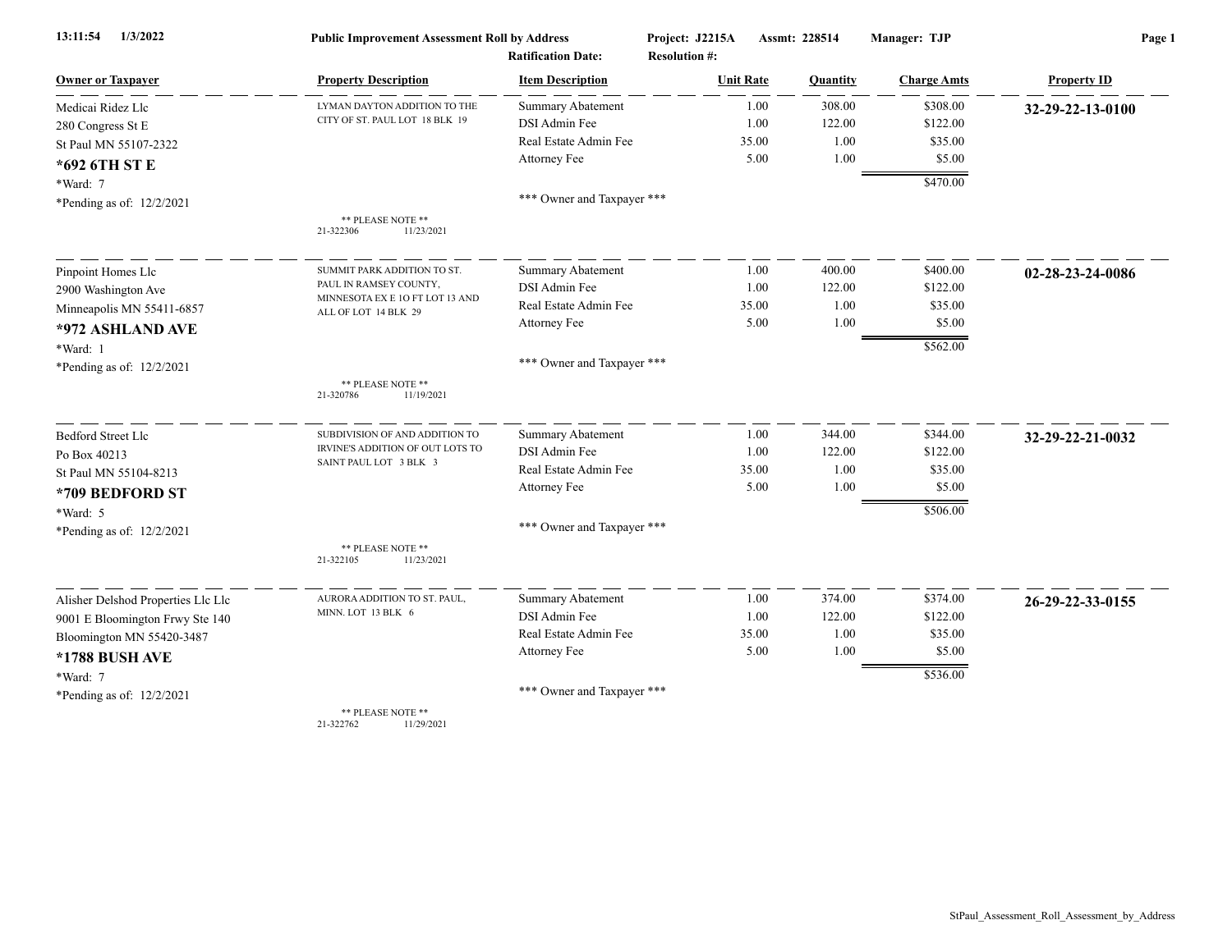# Public Improvement Assessment Roll by Address

13:11:54 1/3/2022

Project: J2215A Assmt: 228514 Manager: TJP

Ratification Date: Resolution #:

| Owner or Taxpayer | Property Description | Item Description | Unit Rate | Quantity | Charge Amts | Property ID |
|---|---|---|---|---|---|---|
| Medicai Ridez Llc | LYMAN DAYTON ADDITION TO THE CITY OF ST. PAUL LOT 18 BLK 19 | Summary Abatement | 1.00 | 308.00 | $308.00 | **32-29-22-13-0100** |
| 280 Congress St E | | DSI Admin Fee | 1.00 | 122.00 | $122.00 | |
| St Paul MN 55107-2322 | | Real Estate Admin Fee | 35.00 | 1.00 | $35.00 | |
| **\*692 6TH ST E** | | Attorney Fee | 5.00 | 1.00 | $5.00 | |
| \*Ward: 7 | | | | | $470.00 | |
| \*Pending as of: 12/2/2021 | ** PLEASE NOTE ** 21-322306 11/23/2021 | *** Owner and Taxpayer *** | | | | |
| Pinpoint Homes Llc | SUMMIT PARK ADDITION TO ST. PAUL IN RAMSEY COUNTY, MINNESOTA EX E 1O FT LOT 13 AND ALL OF LOT 14 BLK 29 | Summary Abatement | 1.00 | 400.00 | $400.00 | **02-28-23-24-0086** |
| 2900 Washington Ave | | DSI Admin Fee | 1.00 | 122.00 | $122.00 | |
| Minneapolis MN 55411-6857 | | Real Estate Admin Fee | 35.00 | 1.00 | $35.00 | |
| **\*972 ASHLAND AVE** | | Attorney Fee | 5.00 | 1.00 | $5.00 | |
| \*Ward: 1 | | | | | $562.00 | |
| \*Pending as of: 12/2/2021 | ** PLEASE NOTE ** 21-320786 11/19/2021 | *** Owner and Taxpayer *** | | | | |
| Bedford Street Llc | SUBDIVISION OF AND ADDITION TO IRVINE'S ADDITION OF OUT LOTS TO SAINT PAUL LOT 3 BLK 3 | Summary Abatement | 1.00 | 344.00 | $344.00 | **32-29-22-21-0032** |
| Po Box 40213 | | DSI Admin Fee | 1.00 | 122.00 | $122.00 | |
| St Paul MN 55104-8213 | | Real Estate Admin Fee | 35.00 | 1.00 | $35.00 | |
| **\*709 BEDFORD ST** | | Attorney Fee | 5.00 | 1.00 | $5.00 | |
| \*Ward: 5 | | | | | $506.00 | |
| \*Pending as of: 12/2/2021 | ** PLEASE NOTE ** 21-322105 11/23/2021 | *** Owner and Taxpayer *** | | | | |
| Alisher Delshod Properties Llc Llc | AURORA ADDITION TO ST. PAUL, MINN. LOT 13 BLK 6 | Summary Abatement | 1.00 | 374.00 | $374.00 | **26-29-22-33-0155** |
| 9001 E Bloomington Frwy Ste 140 | | DSI Admin Fee | 1.00 | 122.00 | $122.00 | |
| Bloomington MN 55420-3487 | | Real Estate Admin Fee | 35.00 | 1.00 | $35.00 | |
| **\*1788 BUSH AVE** | | Attorney Fee | 5.00 | 1.00 | $5.00 | |
| \*Ward: 7 | | | | | $536.00 | |
| \*Pending as of: 12/2/2021 | ** PLEASE NOTE ** 21-322762 11/29/2021 | *** Owner and Taxpayer *** | | | | |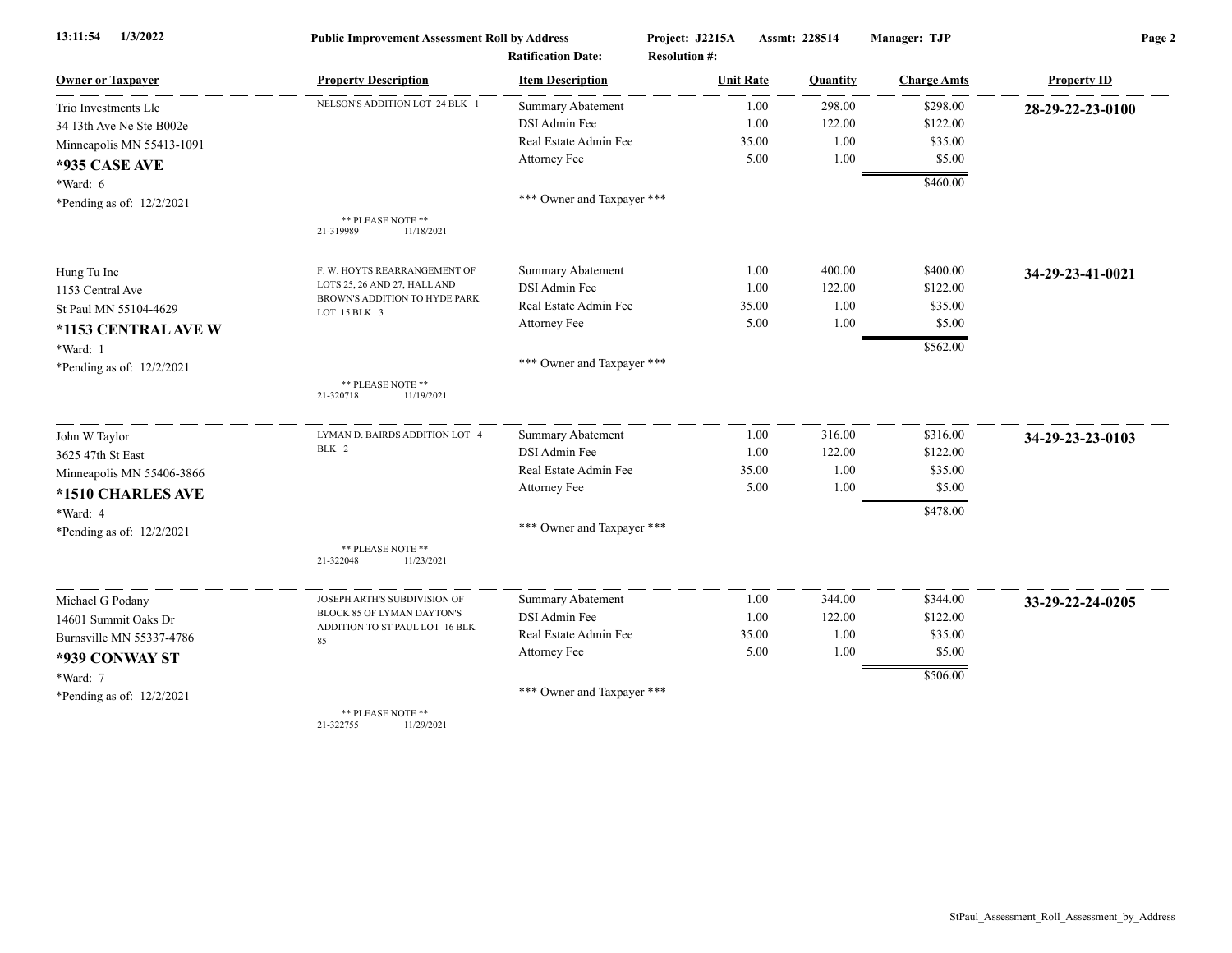**Public Improvement Assessment Roll by Address** — Project: J2215A — Assmt: 228514 — Manager: TJP

Ratification Date: — Resolution #:

| Owner or Taxpayer | Property Description | Item Description | Unit Rate | Quantity | Charge Amts | Property ID |
|---|---|---|---|---|---|---|
| Trio Investments Llc<br>34 13th Ave Ne Ste B002e<br>Minneapolis MN 55413-1091<br>**\*935 CASE AVE**<br>\*Ward: 6<br>\*Pending as of: 12/2/2021 | NELSON'S ADDITION LOT 24 BLK 1<br><br>** PLEASE NOTE **<br>21-319989 11/18/2021 | Summary Abatement<br>DSI Admin Fee<br>Real Estate Admin Fee<br>Attorney Fee<br><br>*** Owner and Taxpayer *** | 1.00<br>1.00<br>35.00<br>5.00 | 298.00<br>122.00<br>1.00<br>1.00 | $298.00<br>$122.00<br>$35.00<br>$5.00<br>$460.00 | **28-29-22-23-0100** |
| Hung Tu Inc<br>1153 Central Ave<br>St Paul MN 55104-4629<br>**\*1153 CENTRAL AVE W**<br>\*Ward: 1<br>\*Pending as of: 12/2/2021 | F. W. HOYTS REARRANGEMENT OF LOTS 25, 26 AND 27, HALL AND BROWN'S ADDITION TO HYDE PARK LOT 15 BLK 3<br><br>** PLEASE NOTE **<br>21-320718 11/19/2021 | Summary Abatement<br>DSI Admin Fee<br>Real Estate Admin Fee<br>Attorney Fee<br><br>*** Owner and Taxpayer *** | 1.00<br>1.00<br>35.00<br>5.00 | 400.00<br>122.00<br>1.00<br>1.00 | $400.00<br>$122.00<br>$35.00<br>$5.00<br>$562.00 | **34-29-23-41-0021** |
| John W Taylor<br>3625 47th St East<br>Minneapolis MN 55406-3866<br>**\*1510 CHARLES AVE**<br>\*Ward: 4<br>\*Pending as of: 12/2/2021 | LYMAN D. BAIRDS ADDITION LOT 4 BLK 2<br><br>** PLEASE NOTE **<br>21-322048 11/23/2021 | Summary Abatement<br>DSI Admin Fee<br>Real Estate Admin Fee<br>Attorney Fee<br><br>*** Owner and Taxpayer *** | 1.00<br>1.00<br>35.00<br>5.00 | 316.00<br>122.00<br>1.00<br>1.00 | $316.00<br>$122.00<br>$35.00<br>$5.00<br>$478.00 | **34-29-23-23-0103** |
| Michael G Podany<br>14601 Summit Oaks Dr<br>Burnsville MN 55337-4786<br>**\*939 CONWAY ST**<br>\*Ward: 7<br>\*Pending as of: 12/2/2021 | JOSEPH ARTH'S SUBDIVISION OF BLOCK 85 OF LYMAN DAYTON'S ADDITION TO ST PAUL LOT 16 BLK 85<br><br>** PLEASE NOTE **<br>21-322755 11/29/2021 | Summary Abatement<br>DSI Admin Fee<br>Real Estate Admin Fee<br>Attorney Fee<br><br>*** Owner and Taxpayer *** | 1.00<br>1.00<br>35.00<br>5.00 | 344.00<br>122.00<br>1.00<br>1.00 | $344.00<br>$122.00<br>$35.00<br>$5.00<br>$506.00 | **33-29-22-24-0205** |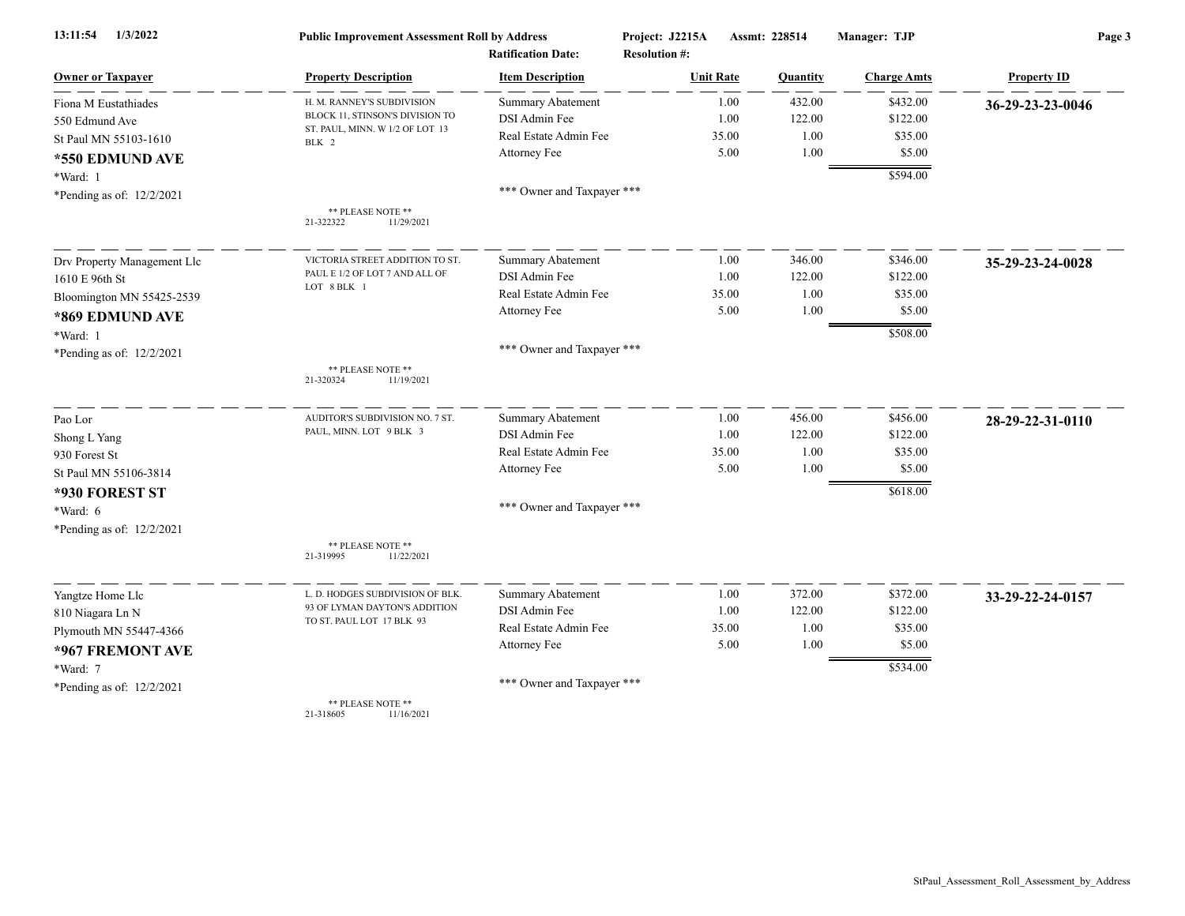| Owner or Taxpayer | Property Description | Item Description | Unit Rate | Quantity | Charge Amts | Property ID |
|---|---|---|---|---|---|---|
| Fiona M Eustathiades<br>550 Edmund Ave<br>St Paul MN 55103-1610<br>**\*550 EDMUND AVE**<br>\*Ward: 1<br>\*Pending as of: 12/2/2021 | H. M. RANNEY'S SUBDIVISION BLOCK 11, STINSON'S DIVISION TO ST. PAUL, MINN. W 1/2 OF LOT 13 BLK 2<br>\*\* PLEASE NOTE \*\*<br>21-322322 11/29/2021 | Summary Abatement | 1.00 | 432.00 | $432.00 | **36-29-23-23-0046** |
| | | DSI Admin Fee | 1.00 | 122.00 | $122.00 | |
| | | Real Estate Admin Fee | 35.00 | 1.00 | $35.00 | |
| | | Attorney Fee | 5.00 | 1.00 | $5.00 | |
| | | | | | $594.00 | |
| | | \*\*\* Owner and Taxpayer \*\*\* | | | | |
| Drv Property Management Llc<br>1610 E 96th St<br>Bloomington MN 55425-2539<br>**\*869 EDMUND AVE**<br>\*Ward: 1<br>\*Pending as of: 12/2/2021 | VICTORIA STREET ADDITION TO ST. PAUL E 1/2 OF LOT 7 AND ALL OF LOT 8 BLK 1<br>\*\* PLEASE NOTE \*\*<br>21-320324 11/19/2021 | Summary Abatement | 1.00 | 346.00 | $346.00 | **35-29-23-24-0028** |
| | | DSI Admin Fee | 1.00 | 122.00 | $122.00 | |
| | | Real Estate Admin Fee | 35.00 | 1.00 | $35.00 | |
| | | Attorney Fee | 5.00 | 1.00 | $5.00 | |
| | | | | | $508.00 | |
| | | \*\*\* Owner and Taxpayer \*\*\* | | | | |
| Pao Lor<br>Shong L Yang<br>930 Forest St<br>St Paul MN 55106-3814<br>**\*930 FOREST ST**<br>\*Ward: 6<br>\*Pending as of: 12/2/2021 | AUDITOR'S SUBDIVISION NO. 7 ST. PAUL, MINN. LOT 9 BLK 3<br>\*\* PLEASE NOTE \*\*<br>21-319995 11/22/2021 | Summary Abatement | 1.00 | 456.00 | $456.00 | **28-29-22-31-0110** |
| | | DSI Admin Fee | 1.00 | 122.00 | $122.00 | |
| | | Real Estate Admin Fee | 35.00 | 1.00 | $35.00 | |
| | | Attorney Fee | 5.00 | 1.00 | $5.00 | |
| | | | | | $618.00 | |
| | | \*\*\* Owner and Taxpayer \*\*\* | | | | |
| Yangtze Home Llc<br>810 Niagara Ln N<br>Plymouth MN 55447-4366<br>**\*967 FREMONT AVE**<br>\*Ward: 7<br>\*Pending as of: 12/2/2021 | L. D. HODGES SUBDIVISION OF BLK. 93 OF LYMAN DAYTON'S ADDITION TO ST. PAUL LOT 17 BLK 93<br>\*\* PLEASE NOTE \*\*<br>21-318605 11/16/2021 | Summary Abatement | 1.00 | 372.00 | $372.00 | **33-29-22-24-0157** |
| | | DSI Admin Fee | 1.00 | 122.00 | $122.00 | |
| | | Real Estate Admin Fee | 35.00 | 1.00 | $35.00 | |
| | | Attorney Fee | 5.00 | 1.00 | $5.00 | |
| | | | | | $534.00 | |
| | | \*\*\* Owner and Taxpayer \*\*\* | | | | |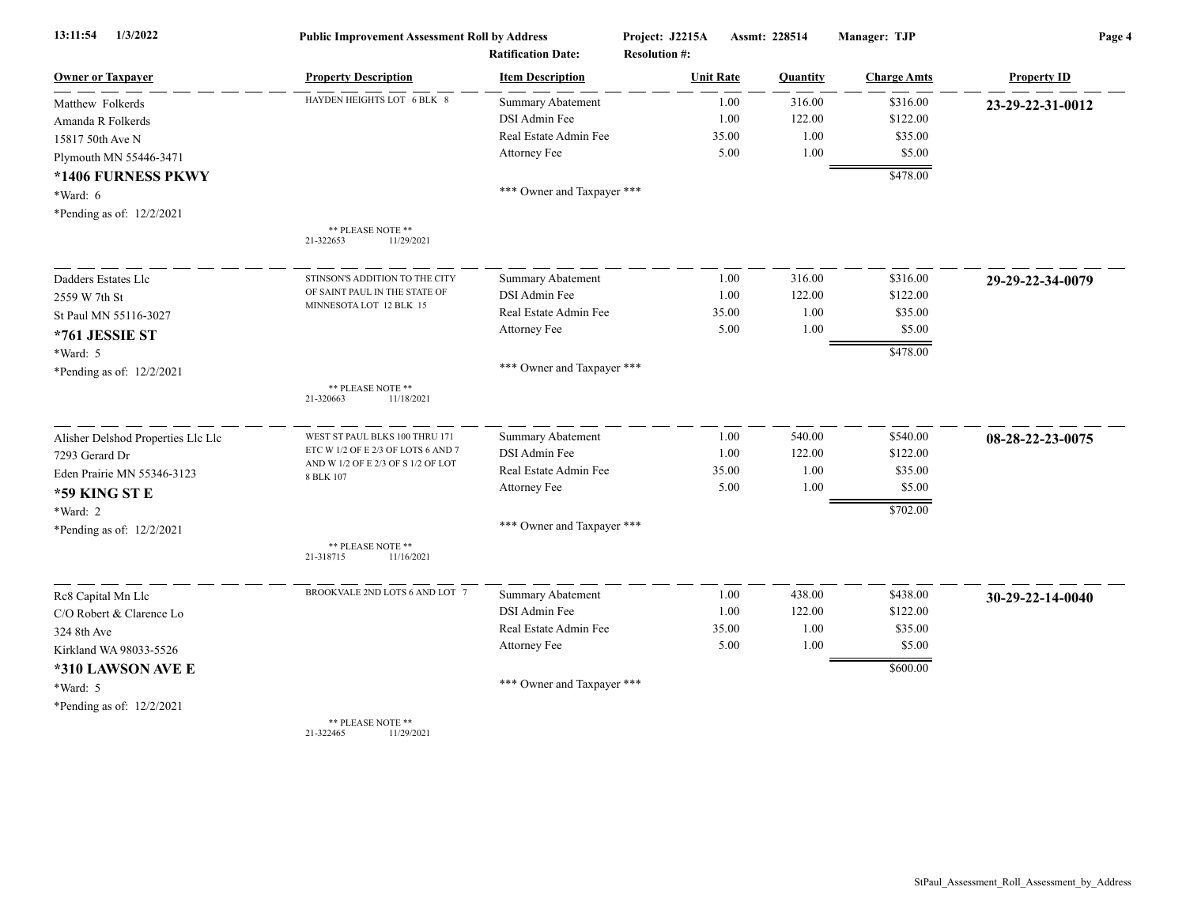**Public Improvement Assessment Roll by Address** — Project: J2215A — Assmt: 228514 — Manager: TJP
Ratification Date: — Resolution #:

| Owner or Taxpayer | Property Description | Item Description | Unit Rate | Quantity | Charge Amts | Property ID |
|---|---|---|---|---|---|---|
| Matthew Folkerds<br>Amanda R Folkerds<br>15817 50th Ave N<br>Plymouth MN 55446-3471<br>**\*1406 FURNESS PKWY**<br>\*Ward: 6<br>\*Pending as of: 12/2/2021 | HAYDEN HEIGHTS LOT 6 BLK 8<br><br>\*\* PLEASE NOTE \*\*<br>21-322653 11/29/2021 | Summary Abatement<br>DSI Admin Fee<br>Real Estate Admin Fee<br>Attorney Fee<br><br>\*\*\* Owner and Taxpayer \*\*\* | 1.00<br>1.00<br>35.00<br>5.00 | 316.00<br>122.00<br>1.00<br>1.00 | $316.00<br>$122.00<br>$35.00<br>$5.00<br>$478.00 | **23-29-22-31-0012** |
| Dadders Estates Llc<br>2559 W 7th St<br>St Paul MN 55116-3027<br>**\*761 JESSIE ST**<br>\*Ward: 5<br>\*Pending as of: 12/2/2021 | STINSON'S ADDITION TO THE CITY OF SAINT PAUL IN THE STATE OF MINNESOTA LOT 12 BLK 15<br><br>\*\* PLEASE NOTE \*\*<br>21-320663 11/18/2021 | Summary Abatement<br>DSI Admin Fee<br>Real Estate Admin Fee<br>Attorney Fee<br><br>\*\*\* Owner and Taxpayer \*\*\* | 1.00<br>1.00<br>35.00<br>5.00 | 316.00<br>122.00<br>1.00<br>1.00 | $316.00<br>$122.00<br>$35.00<br>$5.00<br>$478.00 | **29-29-22-34-0079** |
| Alisher Delshod Properties Llc Llc<br>7293 Gerard Dr<br>Eden Prairie MN 55346-3123<br>**\*59 KING ST E**<br>\*Ward: 2<br>\*Pending as of: 12/2/2021 | WEST ST PAUL BLKS 100 THRU 171 ETC W 1/2 OF E 2/3 OF LOTS 6 AND 7 AND W 1/2 OF E 2/3 OF S 1/2 OF LOT 8 BLK 107<br><br>\*\* PLEASE NOTE \*\*<br>21-318715 11/16/2021 | Summary Abatement<br>DSI Admin Fee<br>Real Estate Admin Fee<br>Attorney Fee<br><br>\*\*\* Owner and Taxpayer \*\*\* | 1.00<br>1.00<br>35.00<br>5.00 | 540.00<br>122.00<br>1.00<br>1.00 | $540.00<br>$122.00<br>$35.00<br>$5.00<br>$702.00 | **08-28-22-23-0075** |
| Rc8 Capital Mn Llc<br>C/O Robert & Clarence Lo<br>324 8th Ave<br>Kirkland WA 98033-5526<br>**\*310 LAWSON AVE E**<br>\*Ward: 5<br>\*Pending as of: 12/2/2021 | BROOKVALE 2ND LOTS 6 AND LOT 7<br><br>\*\* PLEASE NOTE \*\*<br>21-322465 11/29/2021 | Summary Abatement<br>DSI Admin Fee<br>Real Estate Admin Fee<br>Attorney Fee<br><br>\*\*\* Owner and Taxpayer \*\*\* | 1.00<br>1.00<br>35.00<br>5.00 | 438.00<br>122.00<br>1.00<br>1.00 | $438.00<br>$122.00<br>$35.00<br>$5.00<br>$600.00 | **30-29-22-14-0040** |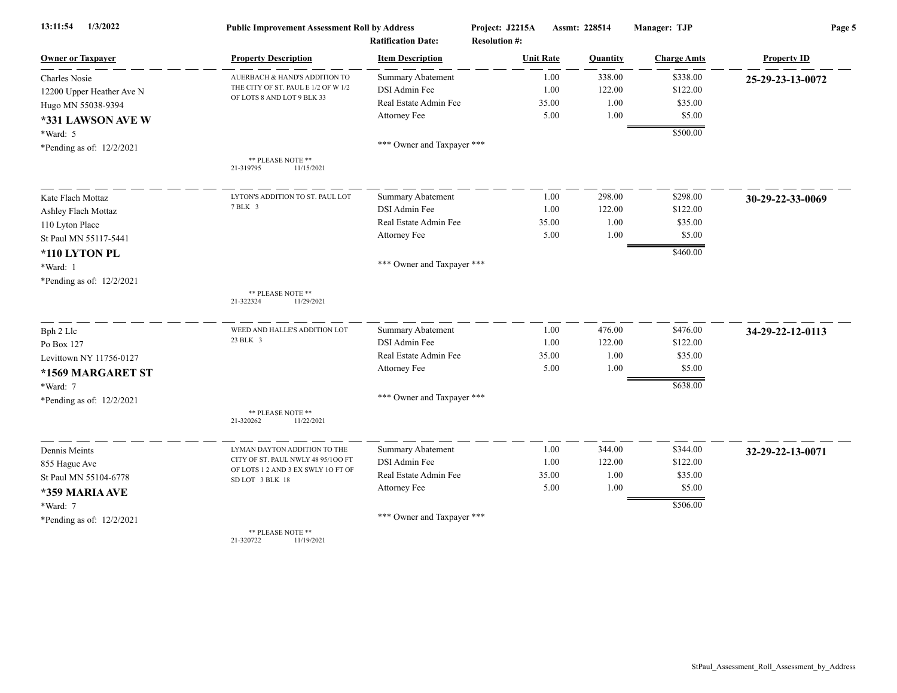13:11:54 1/3/2022 **Public Improvement Assessment Roll by Address** Project: J2215A Assmt: 228514 Manager: TJP

Ratification Date: Resolution #:

| Owner or Taxpayer | Property Description | Item Description | Unit Rate | Quantity | Charge Amts | Property ID |
|---|---|---|---|---|---|---|
| Charles Nosie | AUERBACH & HAND'S ADDITION TO THE CITY OF ST. PAUL E 1/2 OF W 1/2 OF LOTS 8 AND LOT 9 BLK 33 | Summary Abatement | 1.00 | 338.00 | $338.00 | **25-29-23-13-0072** |
| 12200 Upper Heather Ave N | | DSI Admin Fee | 1.00 | 122.00 | $122.00 | |
| Hugo MN 55038-9394 | | Real Estate Admin Fee | 35.00 | 1.00 | $35.00 | |
| **\*331 LAWSON AVE W** | | Attorney Fee | 5.00 | 1.00 | $5.00 | |
| \*Ward: 5 | | | | | $500.00 | |
| \*Pending as of: 12/2/2021 | | \*\*\* Owner and Taxpayer \*\*\* | | | | |
| | \*\* PLEASE NOTE \*\* 21-319795 11/15/2021 | | | | | |
| Kate Flach Mottaz | LYTON'S ADDITION TO ST. PAUL LOT 7 BLK 3 | Summary Abatement | 1.00 | 298.00 | $298.00 | **30-29-22-33-0069** |
| Ashley Flach Mottaz | | DSI Admin Fee | 1.00 | 122.00 | $122.00 | |
| 110 Lyton Place | | Real Estate Admin Fee | 35.00 | 1.00 | $35.00 | |
| St Paul MN 55117-5441 | | Attorney Fee | 5.00 | 1.00 | $5.00 | |
| **\*110 LYTON PL** | | | | | $460.00 | |
| \*Ward: 1 | | \*\*\* Owner and Taxpayer \*\*\* | | | | |
| \*Pending as of: 12/2/2021 | | | | | | |
| | \*\* PLEASE NOTE \*\* 21-322324 11/29/2021 | | | | | |
| Bph 2 Llc | WEED AND HALLE'S ADDITION LOT 23 BLK 3 | Summary Abatement | 1.00 | 476.00 | $476.00 | **34-29-22-12-0113** |
| Po Box 127 | | DSI Admin Fee | 1.00 | 122.00 | $122.00 | |
| Levittown NY 11756-0127 | | Real Estate Admin Fee | 35.00 | 1.00 | $35.00 | |
| **\*1569 MARGARET ST** | | Attorney Fee | 5.00 | 1.00 | $5.00 | |
| \*Ward: 7 | | | | | $638.00 | |
| \*Pending as of: 12/2/2021 | | \*\*\* Owner and Taxpayer \*\*\* | | | | |
| | \*\* PLEASE NOTE \*\* 21-320262 11/22/2021 | | | | | |
| Dennis Meints | LYMAN DAYTON ADDITION TO THE CITY OF ST. PAUL NWLY 48 95/100 FT OF LOTS 1 2 AND 3 EX SWLY 10 FT OF SD LOT 3 BLK 18 | Summary Abatement | 1.00 | 344.00 | $344.00 | **32-29-22-13-0071** |
| 855 Hague Ave | | DSI Admin Fee | 1.00 | 122.00 | $122.00 | |
| St Paul MN 55104-6778 | | Real Estate Admin Fee | 35.00 | 1.00 | $35.00 | |
| **\*359 MARIA AVE** | | Attorney Fee | 5.00 | 1.00 | $5.00 | |
| \*Ward: 7 | | | | | $506.00 | |
| \*Pending as of: 12/2/2021 | | \*\*\* Owner and Taxpayer \*\*\* | | | | |
| | \*\* PLEASE NOTE \*\* 21-320722 11/19/2021 | | | | | |

StPaul_Assessment_Roll_Assessment_by_Address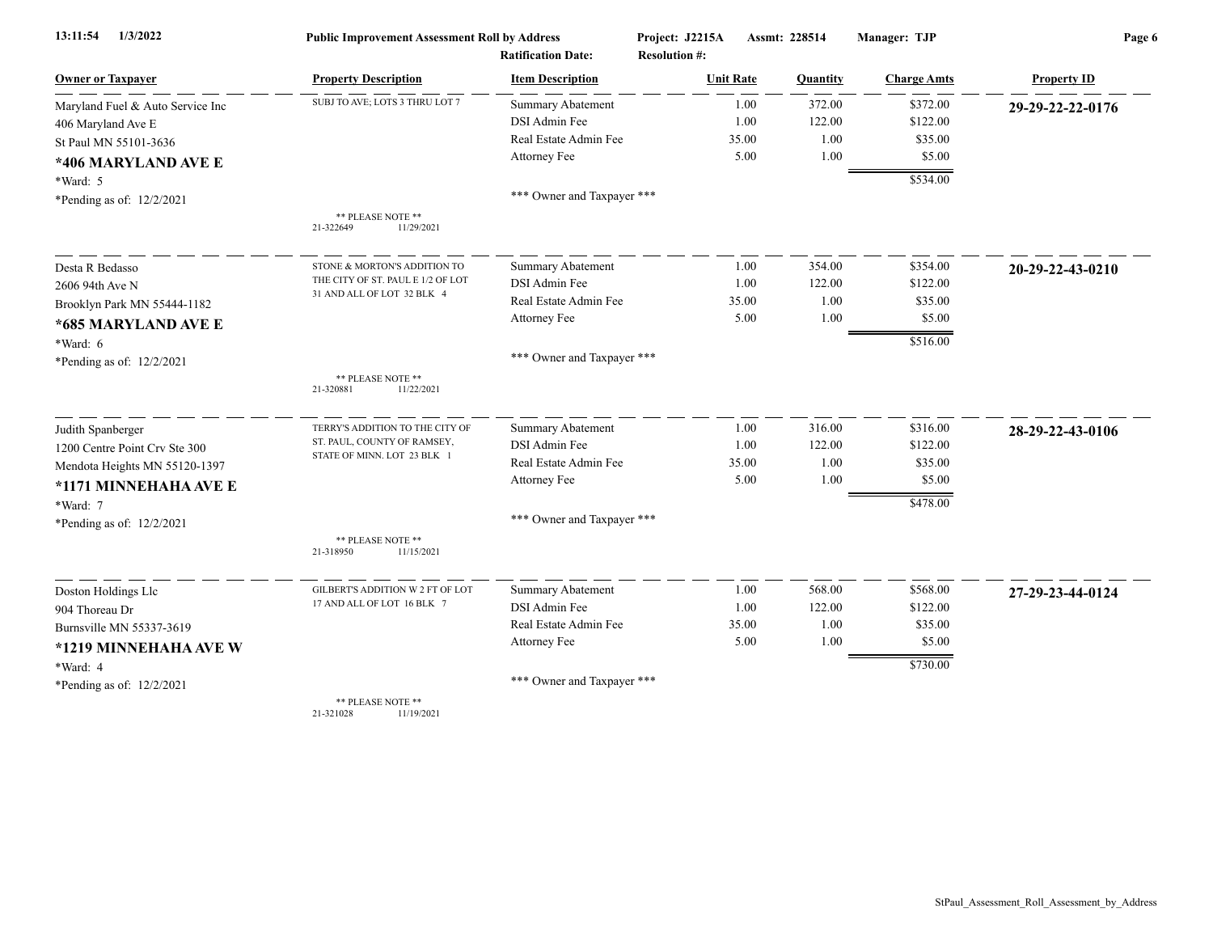**Public Improvement Assessment Roll by Address** — Project: J2215A — Assmt: 228514 — Manager: TJP

Ratification Date: — Resolution #:

| Owner or Taxpayer | Property Description | Item Description | Unit Rate | Quantity | Charge Amts | Property ID |
|---|---|---|---|---|---|---|
| Maryland Fuel & Auto Service Inc | SUBJ TO AVE; LOTS 3 THRU LOT 7 | Summary Abatement | 1.00 | 372.00 | $372.00 | **29-29-22-22-0176** |
| 406 Maryland Ave E | | DSI Admin Fee | 1.00 | 122.00 | $122.00 | |
| St Paul MN 55101-3636 | | Real Estate Admin Fee | 35.00 | 1.00 | $35.00 | |
| **\*406 MARYLAND AVE E** | | Attorney Fee | 5.00 | 1.00 | $5.00 | |
| \*Ward: 5 | | | | | $534.00 | |
| \*Pending as of: 12/2/2021 | | \*\*\* Owner and Taxpayer \*\*\* | | | | |
| | \*\* PLEASE NOTE \*\* 21-322649 11/29/2021 | | | | | |
| Desta R Bedasso | STONE & MORTON'S ADDITION TO THE CITY OF ST. PAUL E 1/2 OF LOT 31 AND ALL OF LOT 32 BLK 4 | Summary Abatement | 1.00 | 354.00 | $354.00 | **20-29-22-43-0210** |
| 2606 94th Ave N | | DSI Admin Fee | 1.00 | 122.00 | $122.00 | |
| Brooklyn Park MN 55444-1182 | | Real Estate Admin Fee | 35.00 | 1.00 | $35.00 | |
| **\*685 MARYLAND AVE E** | | Attorney Fee | 5.00 | 1.00 | $5.00 | |
| \*Ward: 6 | | | | | $516.00 | |
| \*Pending as of: 12/2/2021 | | \*\*\* Owner and Taxpayer \*\*\* | | | | |
| | \*\* PLEASE NOTE \*\* 21-320881 11/22/2021 | | | | | |
| Judith Spanberger | TERRY'S ADDITION TO THE CITY OF ST. PAUL, COUNTY OF RAMSEY, STATE OF MINN. LOT 23 BLK 1 | Summary Abatement | 1.00 | 316.00 | $316.00 | **28-29-22-43-0106** |
| 1200 Centre Point Crv Ste 300 | | DSI Admin Fee | 1.00 | 122.00 | $122.00 | |
| Mendota Heights MN 55120-1397 | | Real Estate Admin Fee | 35.00 | 1.00 | $35.00 | |
| **\*1171 MINNEHAHA AVE E** | | Attorney Fee | 5.00 | 1.00 | $5.00 | |
| \*Ward: 7 | | | | | $478.00 | |
| \*Pending as of: 12/2/2021 | | \*\*\* Owner and Taxpayer \*\*\* | | | | |
| | \*\* PLEASE NOTE \*\* 21-318950 11/15/2021 | | | | | |
| Doston Holdings Llc | GILBERT'S ADDITION W 2 FT OF LOT 17 AND ALL OF LOT 16 BLK 7 | Summary Abatement | 1.00 | 568.00 | $568.00 | **27-29-23-44-0124** |
| 904 Thoreau Dr | | DSI Admin Fee | 1.00 | 122.00 | $122.00 | |
| Burnsville MN 55337-3619 | | Real Estate Admin Fee | 35.00 | 1.00 | $35.00 | |
| **\*1219 MINNEHAHA AVE W** | | Attorney Fee | 5.00 | 1.00 | $5.00 | |
| \*Ward: 4 | | | | | $730.00 | |
| \*Pending as of: 12/2/2021 | | \*\*\* Owner and Taxpayer \*\*\* | | | | |
| | \*\* PLEASE NOTE \*\* 21-321028 11/19/2021 | | | | | |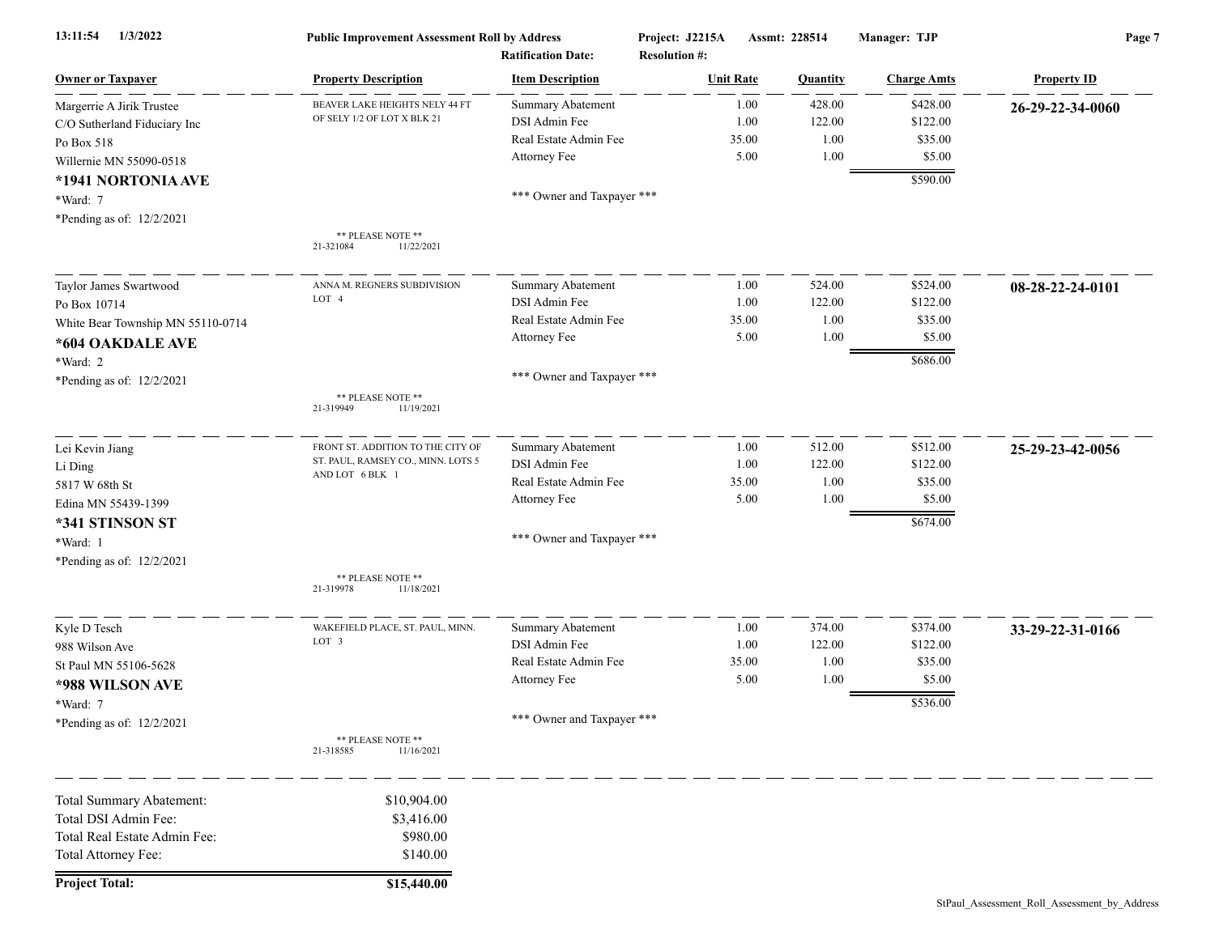Public Improvement Assessment Roll by Address — Project: J2215A — Assmt: 228514 — Manager: TJP

Ratification Date: Resolution #:

| Owner or Taxpayer | Property Description | Item Description | Unit Rate | Quantity | Charge Amts | Property ID |
|---|---|---|---|---|---|---|
| Margerrie A Jirik Trustee<br>C/O Sutherland Fiduciary Inc<br>Po Box 518<br>Willernie MN 55090-0518<br>**\*1941 NORTONIA AVE**<br>\*Ward: 7<br>\*Pending as of: 12/2/2021 | BEAVER LAKE HEIGHTS NELY 44 FT OF SELY 1/2 OF LOT X BLK 21<br>** PLEASE NOTE **<br>21-321084 11/22/2021 | Summary Abatement | 1.00 | 428.00 | $428.00 | **26-29-22-34-0060** |
| | | DSI Admin Fee | 1.00 | 122.00 | $122.00 | |
| | | Real Estate Admin Fee | 35.00 | 1.00 | $35.00 | |
| | | Attorney Fee | 5.00 | 1.00 | $5.00 | |
| | | | | | $590.00 | |
| | | \*\*\* Owner and Taxpayer \*\*\* | | | | |
| Taylor James Swartwood<br>Po Box 10714<br>White Bear Township MN 55110-0714<br>**\*604 OAKDALE AVE**<br>\*Ward: 2<br>\*Pending as of: 12/2/2021 | ANNA M. REGNERS SUBDIVISION LOT 4<br>** PLEASE NOTE **<br>21-319949 11/19/2021 | Summary Abatement | 1.00 | 524.00 | $524.00 | **08-28-22-24-0101** |
| | | DSI Admin Fee | 1.00 | 122.00 | $122.00 | |
| | | Real Estate Admin Fee | 35.00 | 1.00 | $35.00 | |
| | | Attorney Fee | 5.00 | 1.00 | $5.00 | |
| | | | | | $686.00 | |
| | | \*\*\* Owner and Taxpayer \*\*\* | | | | |
| Lei Kevin Jiang<br>Li Ding<br>5817 W 68th St<br>Edina MN 55439-1399<br>**\*341 STINSON ST**<br>\*Ward: 1<br>\*Pending as of: 12/2/2021 | FRONT ST. ADDITION TO THE CITY OF ST. PAUL, RAMSEY CO., MINN. LOTS 5 AND LOT 6 BLK 1<br>** PLEASE NOTE **<br>21-319978 11/18/2021 | Summary Abatement | 1.00 | 512.00 | $512.00 | **25-29-23-42-0056** |
| | | DSI Admin Fee | 1.00 | 122.00 | $122.00 | |
| | | Real Estate Admin Fee | 35.00 | 1.00 | $35.00 | |
| | | Attorney Fee | 5.00 | 1.00 | $5.00 | |
| | | | | | $674.00 | |
| | | \*\*\* Owner and Taxpayer \*\*\* | | | | |
| Kyle D Tesch<br>988 Wilson Ave<br>St Paul MN 55106-5628<br>**\*988 WILSON AVE**<br>\*Ward: 7<br>\*Pending as of: 12/2/2021 | WAKEFIELD PLACE, ST. PAUL, MINN. LOT 3<br>** PLEASE NOTE **<br>21-318585 11/16/2021 | Summary Abatement | 1.00 | 374.00 | $374.00 | **33-29-22-31-0166** |
| | | DSI Admin Fee | 1.00 | 122.00 | $122.00 | |
| | | Real Estate Admin Fee | 35.00 | 1.00 | $35.00 | |
| | | Attorney Fee | 5.00 | 1.00 | $5.00 | |
| | | | | | $536.00 | |
| | | \*\*\* Owner and Taxpayer \*\*\* | | | | |

| | |
|---|---|
| Total Summary Abatement: | $10,904.00 |
| Total DSI Admin Fee: | $3,416.00 |
| Total Real Estate Admin Fee: | $980.00 |
| Total Attorney Fee: | $140.00 |
| **Project Total:** | **$15,440.00** |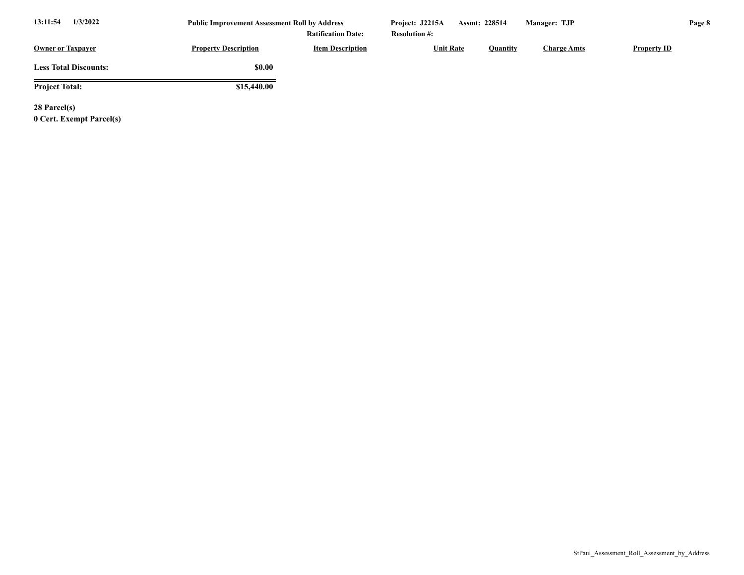| Owner or Taxpayer | Property Description | Item Description | Unit Rate | Quantity | Charge Amts | Property ID |
|---|---|---|---|---|---|---|
| **Less Total Discounts:** | **$0.00** | | | | | |
| **Project Total:** | **$15,440.00** | | | | | |

**28 Parcel(s)**
**0 Cert. Exempt Parcel(s)**